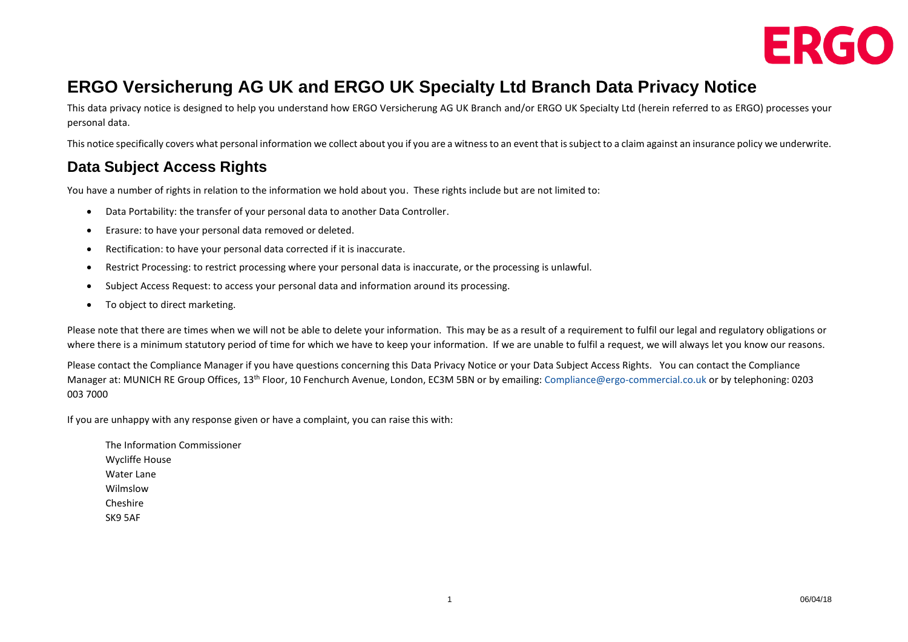# ERGO Versicherung AG UK and ERGO UK Specialty Ltd Branch Data Privacy Notice

This data privacy notice is designed to help you understand how ERGO Versicherung AG UK Branch and/or ERGO UK Specialty Ltd (herein referred to as ERGO) processes your personal data.

This notice specifically covers what personal information we collect about you if you are a witness to an event that is subject to a claim against an insurance policy we underwrite.

## Data Subject Access Rights

You have a number of rights in relation to the information we hold about you. These rights include but are not limited to:

- Data Portability: the transfer of your personal data to another Data Controller.
- Erasure: to have your personal data removed or deleted.
- Rectification: to have your personal data corrected if it is inaccurate.
- Restrict Processing: to restrict processing where your personal data is inaccurate, or the processing is unlawful.
- Subject Access Request: to access your personal data and information around its processing.
- To object to direct marketing.

Please note that there are times when we will not be able to delete your information. This may be as a result of a requirement to fulfil our legal and regulatory obligations or where there is a minimum statutory period of time for which we have to keep your information. If we are unable to fulfil a request, we will always let you know our reasons.

Please contact the Compliance Manager if you have questions concerning this Data Privacy Notice or your Data Subject Access Rights. You can contact the Compliance Manager at: MUNICH RE Group Offices, 13th Floor, 10 Fenchurch Avenue, London, EC3M 5BN or by emailing: Compliance@ergo-commercial.co.uk or by telephoning: 0203 003 7000

If you are unhappy with any response given or have a complaint, you can raise this with:

The Information Commissioner
Wycliffe House
Water Lane
Wilmslow
Cheshire
SK9 5AF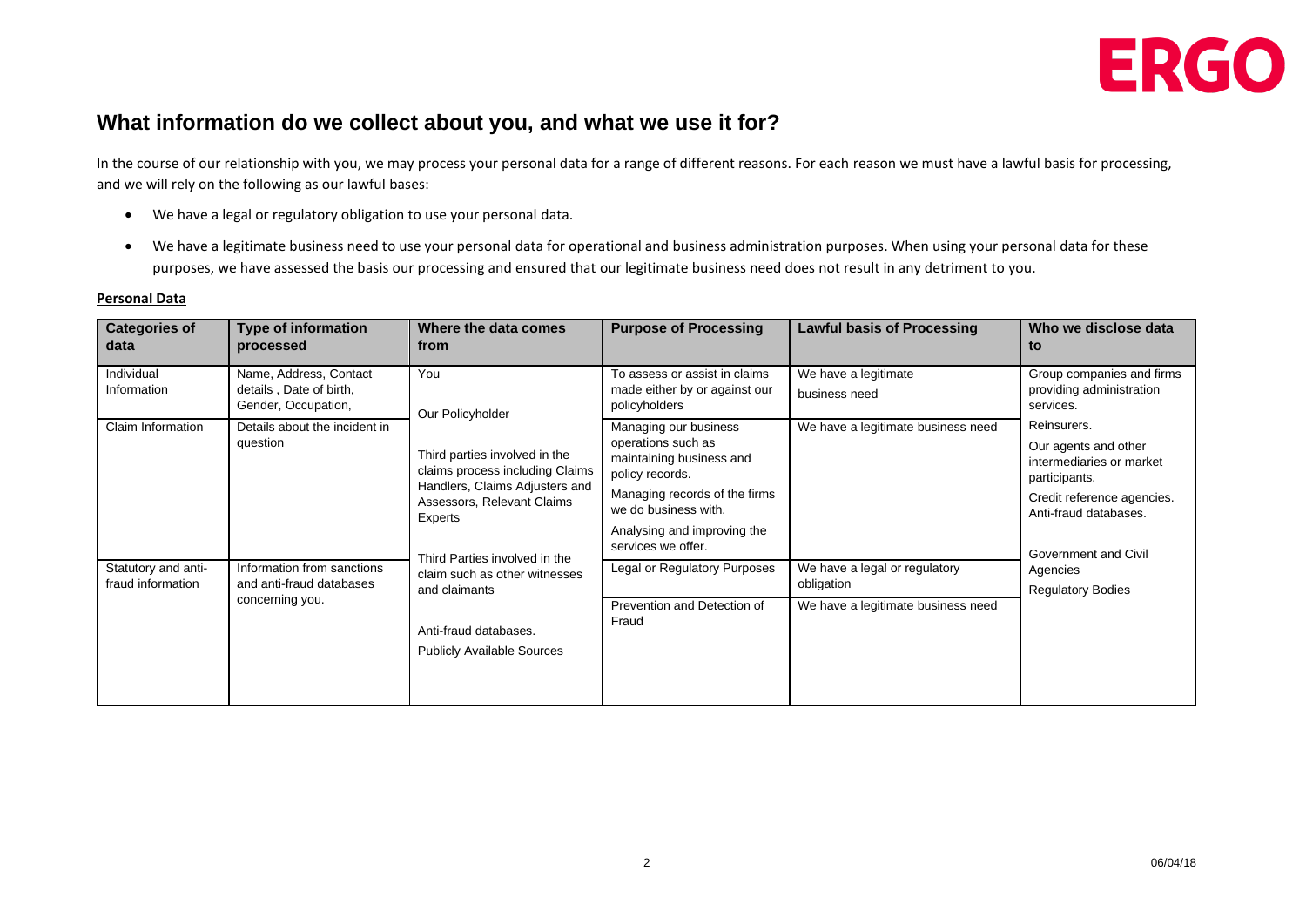## What information do we collect about you, and what we use it for?

In the course of our relationship with you, we may process your personal data for a range of different reasons. For each reason we must have a lawful basis for processing, and we will rely on the following as our lawful bases:

- We have a legal or regulatory obligation to use your personal data.
- We have a legitimate business need to use your personal data for operational and business administration purposes. When using your personal data for these purposes, we have assessed the basis our processing and ensured that our legitimate business need does not result in any detriment to you.

**Personal Data**

| Categories of data | Type of information processed | Where the data comes from | Purpose of Processing | Lawful basis of Processing | Who we disclose data to |
|---|---|---|---|---|---|
| Individual Information | Name, Address, Contact details , Date of birth, Gender, Occupation, | You<br><br>Our Policyholder<br><br>Third parties involved in the claims process including Claims Handlers, Claims Adjusters and Assessors, Relevant Claims Experts<br><br>Third Parties involved in the claim such as other witnesses and claimants<br><br>Anti-fraud databases.<br><br>Publicly Available Sources | To assess or assist in claims made either by or against our policyholders | We have a legitimate business need | Group companies and firms providing administration services.<br><br>Reinsurers.<br><br>Our agents and other intermediaries or market participants.<br><br>Credit reference agencies. Anti-fraud databases.<br><br>Government and Civil Agencies<br><br>Regulatory Bodies |
| Claim Information | Details about the incident in question | | Managing our business operations such as maintaining business and policy records.<br><br>Managing records of the firms we do business with.<br><br>Analysing and improving the services we offer. | We have a legitimate business need | |
| Statutory and anti-fraud information | Information from sanctions and anti-fraud databases concerning you. | | Legal or Regulatory Purposes | We have a legal or regulatory obligation | |
| | | | Prevention and Detection of Fraud | We have a legitimate business need | |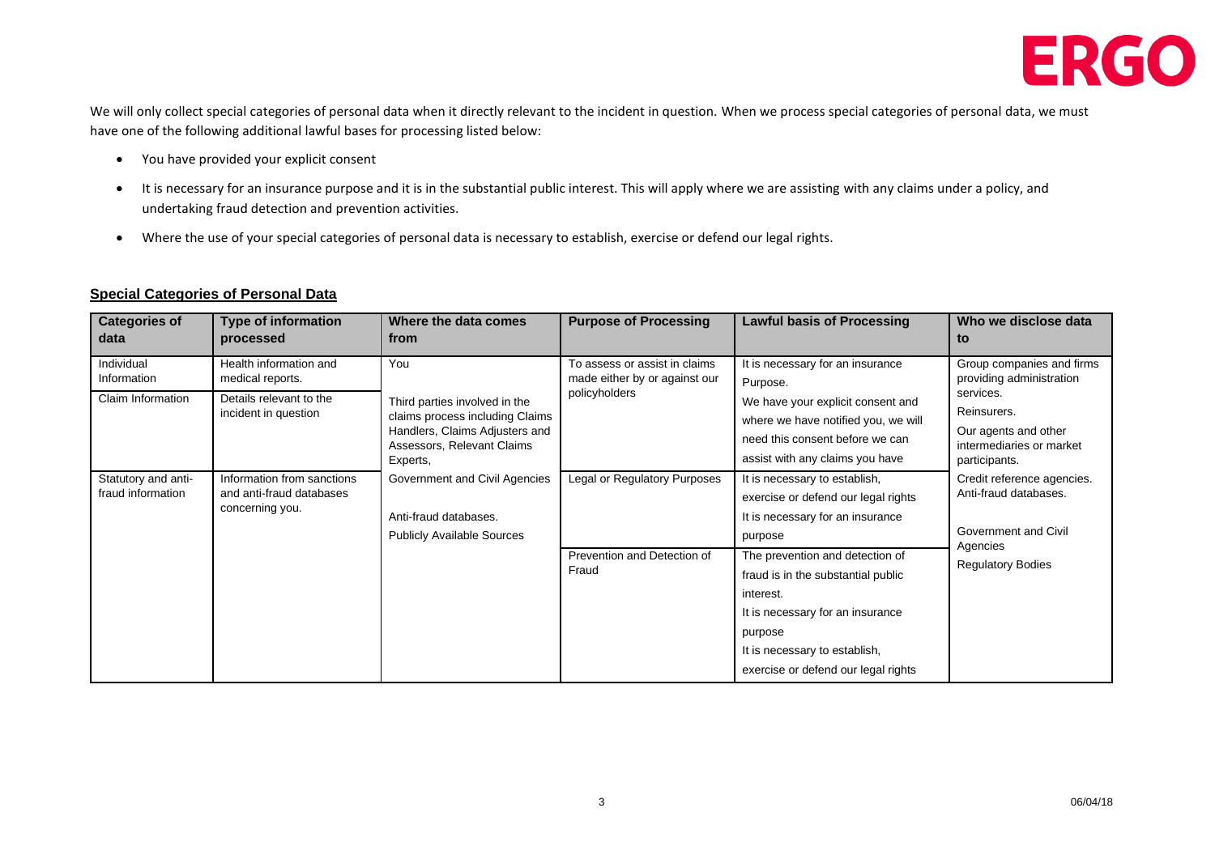We will only collect special categories of personal data when it directly relevant to the incident in question. When we process special categories of personal data, we must have one of the following additional lawful bases for processing listed below:

- You have provided your explicit consent
- It is necessary for an insurance purpose and it is in the substantial public interest. This will apply where we are assisting with any claims under a policy, and undertaking fraud detection and prevention activities.
- Where the use of your special categories of personal data is necessary to establish, exercise or defend our legal rights.

**Special Categories of Personal Data**

| Categories of data | Type of information processed | Where the data comes from | Purpose of Processing | Lawful basis of Processing | Who we disclose data to |
|---|---|---|---|---|---|
| Individual Information<br><br>Claim Information | Health information and medical reports.<br><br>Details relevant to the incident in question | You<br><br>Third parties involved in the claims process including Claims Handlers, Claims Adjusters and Assessors, Relevant Claims Experts, | To assess or assist in claims made either by or against our policyholders | It is necessary for an insurance Purpose.<br><br>We have your explicit consent and where we have notified you, we will need this consent before we can assist with any claims you have | Group companies and firms providing administration services.<br><br>Reinsurers.<br><br>Our agents and other intermediaries or market participants. |
| Statutory and anti-fraud information | Information from sanctions and anti-fraud databases concerning you. | Government and Civil Agencies<br><br>Anti-fraud databases.<br><br>Publicly Available Sources | Legal or Regulatory Purposes | It is necessary to establish, exercise or defend our legal rights<br><br>It is necessary for an insurance purpose | Credit reference agencies.<br><br>Anti-fraud databases.<br><br>Government and Civil Agencies<br><br>Regulatory Bodies |
| | | | Prevention and Detection of Fraud | The prevention and detection of fraud is in the substantial public interest.<br><br>It is necessary for an insurance purpose<br><br>It is necessary to establish, exercise or defend our legal rights | |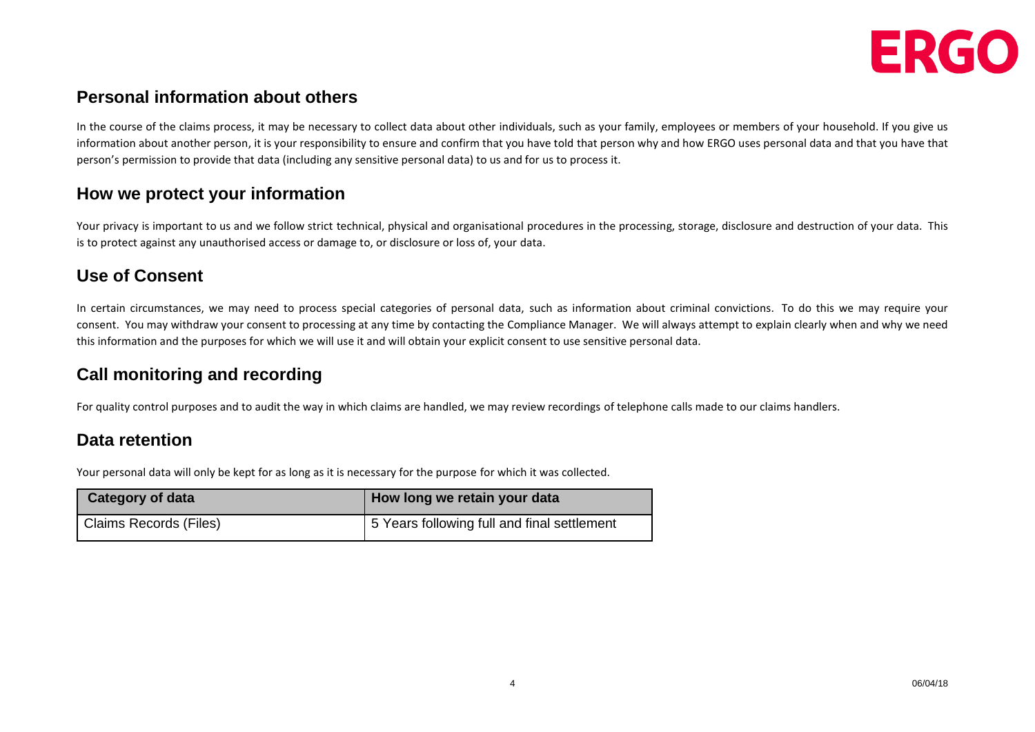## Personal information about others

In the course of the claims process, it may be necessary to collect data about other individuals, such as your family, employees or members of your household. If you give us information about another person, it is your responsibility to ensure and confirm that you have told that person why and how ERGO uses personal data and that you have that person's permission to provide that data (including any sensitive personal data) to us and for us to process it.

## How we protect your information

Your privacy is important to us and we follow strict technical, physical and organisational procedures in the processing, storage, disclosure and destruction of your data. This is to protect against any unauthorised access or damage to, or disclosure or loss of, your data.

## Use of Consent

In certain circumstances, we may need to process special categories of personal data, such as information about criminal convictions. To do this we may require your consent. You may withdraw your consent to processing at any time by contacting the Compliance Manager. We will always attempt to explain clearly when and why we need this information and the purposes for which we will use it and will obtain your explicit consent to use sensitive personal data.

## Call monitoring and recording

For quality control purposes and to audit the way in which claims are handled, we may review recordings of telephone calls made to our claims handlers.

## Data retention

Your personal data will only be kept for as long as it is necessary for the purpose for which it was collected.

| Category of data | How long we retain your data |
| --- | --- |
| Claims Records (Files) | 5 Years following full and final settlement |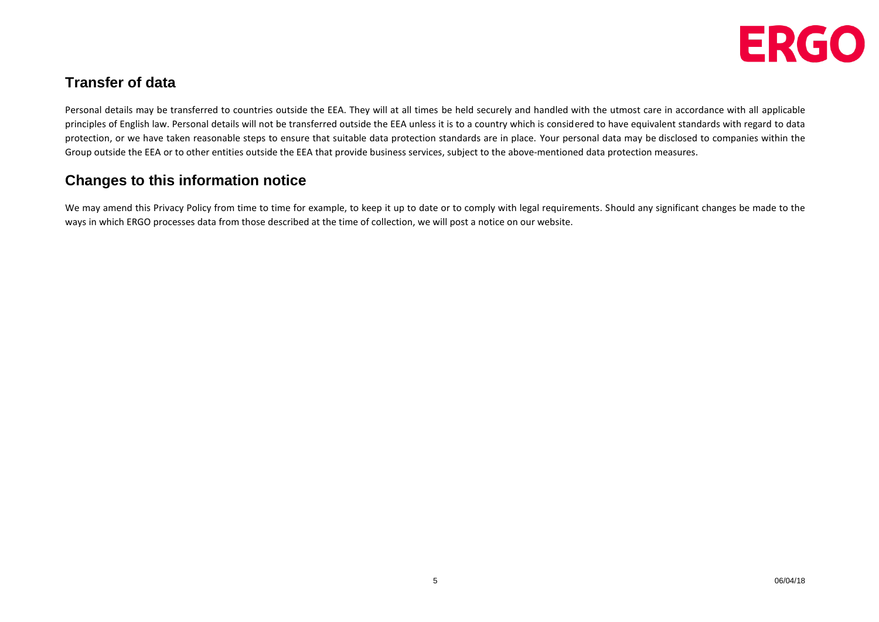## Transfer of data

Personal details may be transferred to countries outside the EEA. They will at all times be held securely and handled with the utmost care in accordance with all applicable principles of English law. Personal details will not be transferred outside the EEA unless it is to a country which is considered to have equivalent standards with regard to data protection, or we have taken reasonable steps to ensure that suitable data protection standards are in place. Your personal data may be disclosed to companies within the Group outside the EEA or to other entities outside the EEA that provide business services, subject to the above-mentioned data protection measures.

## Changes to this information notice

We may amend this Privacy Policy from time to time for example, to keep it up to date or to comply with legal requirements. Should any significant changes be made to the ways in which ERGO processes data from those described at the time of collection, we will post a notice on our website.